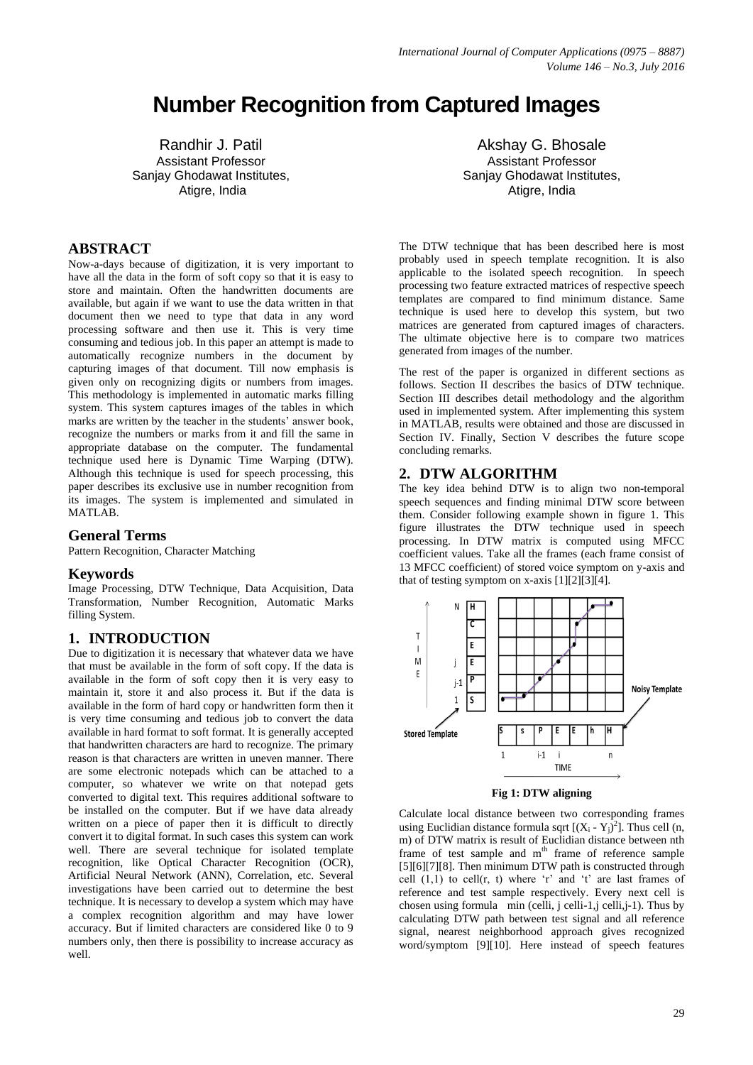# Number Recognition from Captured Images

Randhir J. Patil
Assistant Professor
Sanjay Ghodawat Institutes,
Atigre, India

Akshay G. Bhosale
Assistant Professor
Sanjay Ghodawat Institutes,
Atigre, India

## ABSTRACT

Now-a-days because of digitization, it is very important to have all the data in the form of soft copy so that it is easy to store and maintain. Often the handwritten documents are available, but again if we want to use the data written in that document then we need to type that data in any word processing software and then use it. This is very time consuming and tedious job. In this paper an attempt is made to automatically recognize numbers in the document by capturing images of that document. Till now emphasis is given only on recognizing digits or numbers from images. This methodology is implemented in automatic marks filling system. This system captures images of the tables in which marks are written by the teacher in the students' answer book, recognize the numbers or marks from it and fill the same in appropriate database on the computer. The fundamental technique used here is Dynamic Time Warping (DTW). Although this technique is used for speech processing, this paper describes its exclusive use in number recognition from its images. The system is implemented and simulated in MATLAB.

### General Terms

Pattern Recognition, Character Matching

### Keywords

Image Processing, DTW Technique, Data Acquisition, Data Transformation, Number Recognition, Automatic Marks filling System.

## 1. INTRODUCTION

Due to digitization it is necessary that whatever data we have that must be available in the form of soft copy. If the data is available in the form of soft copy then it is very easy to maintain it, store it and also process it. But if the data is available in the form of hard copy or handwritten form then it is very time consuming and tedious job to convert the data available in hard format to soft format. It is generally accepted that handwritten characters are hard to recognize. The primary reason is that characters are written in uneven manner. There are some electronic notepads which can be attached to a computer, so whatever we write on that notepad gets converted to digital text. This requires additional software to be installed on the computer. But if we have data already written on a piece of paper then it is difficult to directly convert it to digital format. In such cases this system can work well. There are several technique for isolated template recognition, like Optical Character Recognition (OCR), Artificial Neural Network (ANN), Correlation, etc. Several investigations have been carried out to determine the best technique. It is necessary to develop a system which may have a complex recognition algorithm and may have lower accuracy. But if limited characters are considered like 0 to 9 numbers only, then there is possibility to increase accuracy as well.

The DTW technique that has been described here is most probably used in speech template recognition. It is also applicable to the isolated speech recognition. In speech processing two feature extracted matrices of respective speech templates are compared to find minimum distance. Same technique is used here to develop this system, but two matrices are generated from captured images of characters. The ultimate objective here is to compare two matrices generated from images of the number.

The rest of the paper is organized in different sections as follows. Section II describes the basics of DTW technique. Section III describes detail methodology and the algorithm used in implemented system. After implementing this system in MATLAB, results were obtained and those are discussed in Section IV. Finally, Section V describes the future scope concluding remarks.

## 2. DTW ALGORITHM

The key idea behind DTW is to align two non-temporal speech sequences and finding minimal DTW score between them. Consider following example shown in figure 1. This figure illustrates the DTW technique used in speech processing. In DTW matrix is computed using MFCC coefficient values. Take all the frames (each frame consist of 13 MFCC coefficient) of stored voice symptom on y-axis and that of testing symptom on x-axis [1][2][3][4].

**Fig 1: DTW aligning**

Calculate local distance between two corresponding frames using Euclidian distance formula sqrt $[(X_i - Y_j)^2]$. Thus cell (n, m) of DTW matrix is result of Euclidian distance between nth frame of test sample and $m^{th}$ frame of reference sample [5][6][7][8]. Then minimum DTW path is constructed through cell (1,1) to cell(r, t) where 'r' and 't' are last frames of reference and test sample respectively. Every next cell is chosen using formula min (celli, j celli-1,j celli,j-1). Thus by calculating DTW path between test signal and all reference signal, nearest neighborhood approach gives recognized word/symptom [9][10]. Here instead of speech features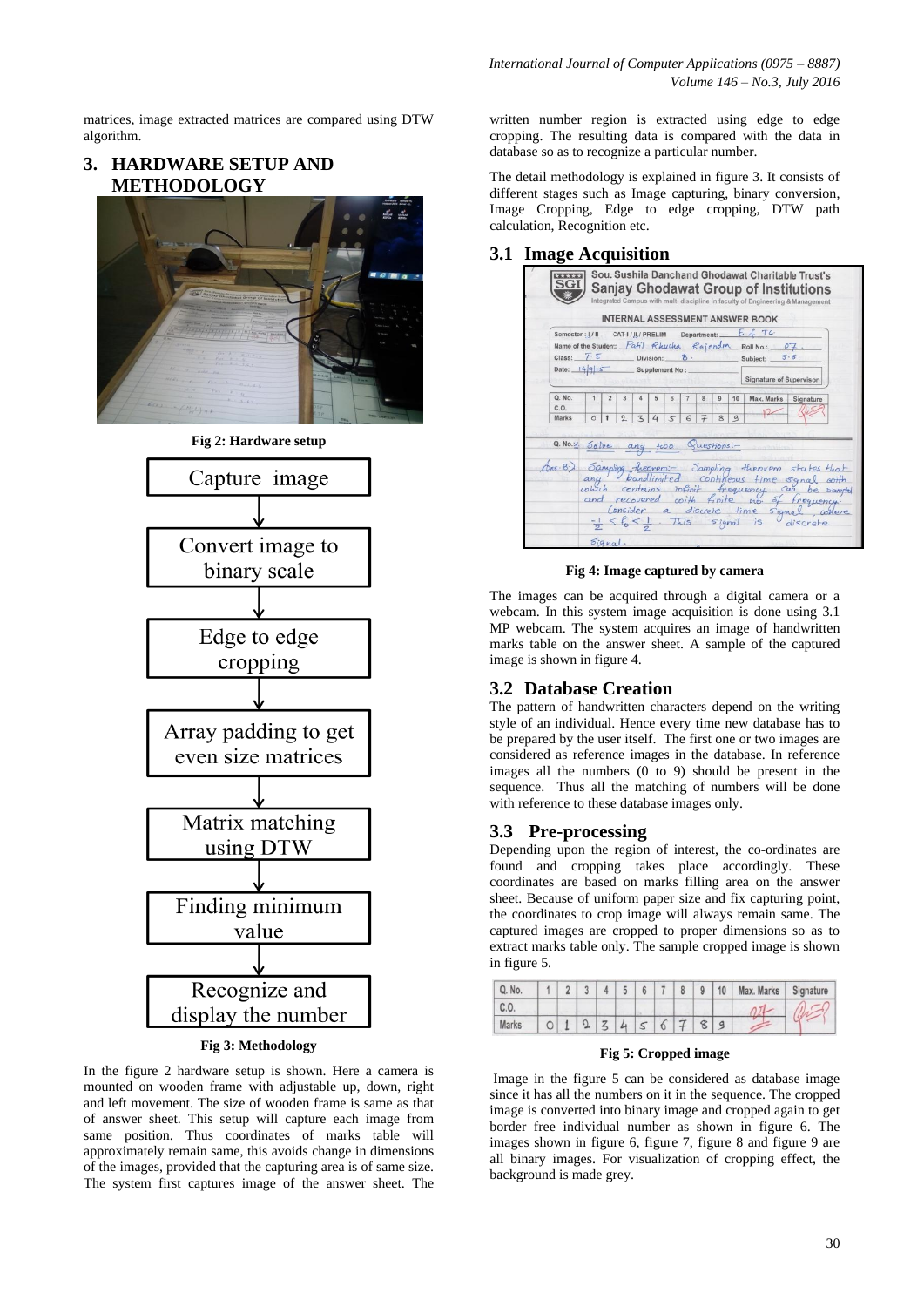matrices, image extracted matrices are compared using DTW algorithm.

## 3. HARDWARE SETUP AND METHODOLOGY

Fig 2: Hardware setup

Capture image → Convert image to binary scale → Edge to edge cropping → Array padding to get even size matrices → Matrix matching using DTW → Finding minimum value → Recognize and display the number

Fig 3: Methodology

In the figure 2 hardware setup is shown. Here a camera is mounted on wooden frame with adjustable up, down, right and left movement. The size of wooden frame is same as that of answer sheet. This setup will capture each image from same position. Thus coordinates of marks table will approximately remain same, this avoids change in dimensions of the images, provided that the capturing area is of same size. The system first captures image of the answer sheet. The written number region is extracted using edge to edge cropping. The resulting data is compared with the data in database so as to recognize a particular number.

The detail methodology is explained in figure 3. It consists of different stages such as Image capturing, binary conversion, Image Cropping, Edge to edge cropping, DTW path calculation, Recognition etc.

### 3.1 Image Acquisition

Fig 4: Image captured by camera

The images can be acquired through a digital camera or a webcam. In this system image acquisition is done using 3.1 MP webcam. The system acquires an image of handwritten marks table on the answer sheet. A sample of the captured image is shown in figure 4.

### 3.2 Database Creation

The pattern of handwritten characters depend on the writing style of an individual. Hence every time new database has to be prepared by the user itself. The first one or two images are considered as reference images in the database. In reference images all the numbers (0 to 9) should be present in the sequence. Thus all the matching of numbers will be done with reference to these database images only.

### 3.3 Pre-processing

Depending upon the region of interest, the co-ordinates are found and cropping takes place accordingly. These coordinates are based on marks filling area on the answer sheet. Because of uniform paper size and fix capturing point, the coordinates to crop image will always remain same. The captured images are cropped to proper dimensions so as to extract marks table only. The sample cropped image is shown in figure 5.

Fig 5: Cropped image

Image in the figure 5 can be considered as database image since it has all the numbers on it in the sequence. The cropped image is converted into binary image and cropped again to get border free individual number as shown in figure 6. The images shown in figure 6, figure 7, figure 8 and figure 9 are all binary images. For visualization of cropping effect, the background is made grey.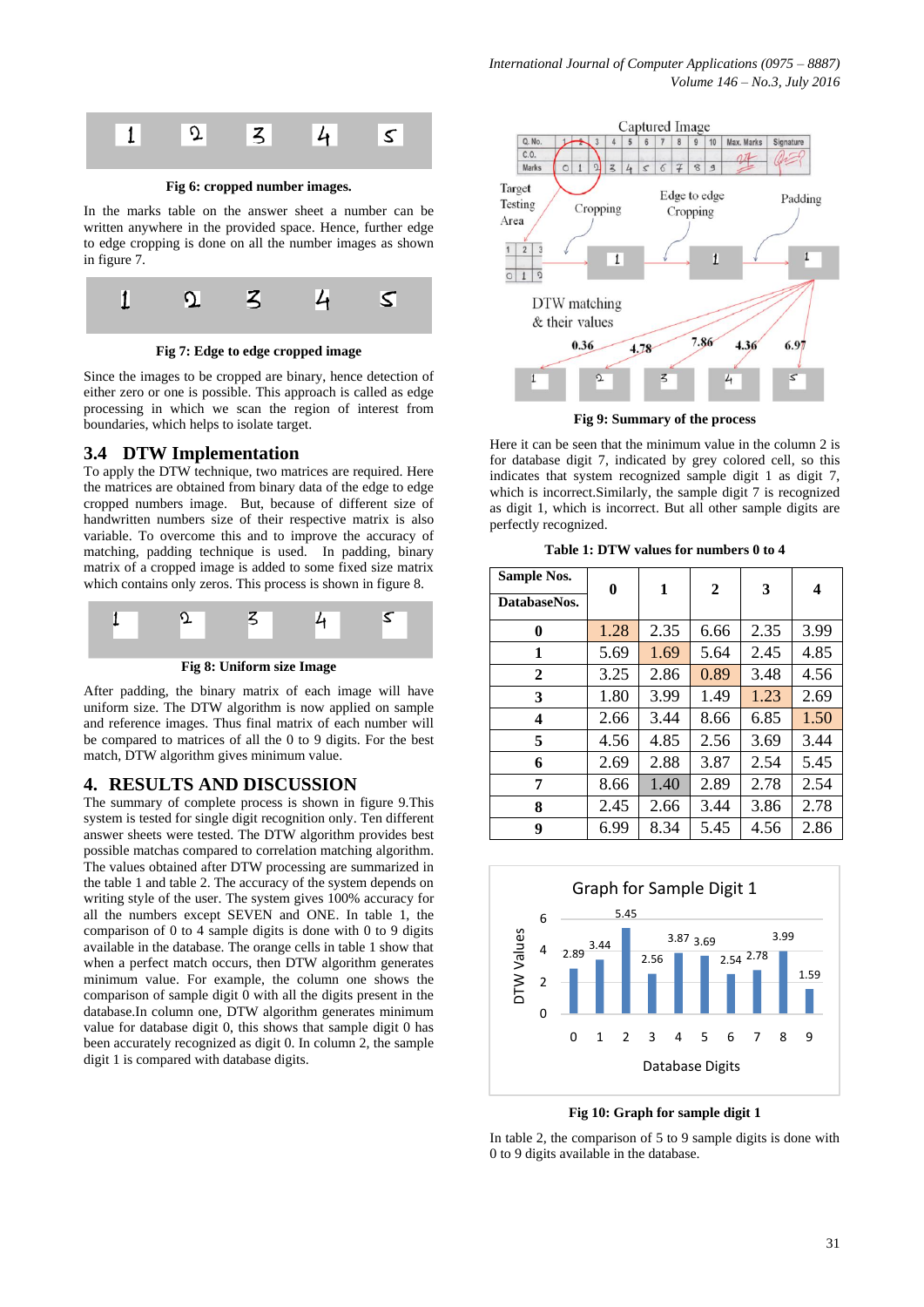Fig 6: cropped number images.

In the marks table on the answer sheet a number can be written anywhere in the provided space. Hence, further edge to edge cropping is done on all the number images as shown in figure 7.

Fig 7: Edge to edge cropped image

Since the images to be cropped are binary, hence detection of either zero or one is possible. This approach is called as edge processing in which we scan the region of interest from boundaries, which helps to isolate target.

## 3.4 DTW Implementation

To apply the DTW technique, two matrices are required. Here the matrices are obtained from binary data of the edge to edge cropped numbers image. But, because of different size of handwritten numbers their respective matrix is also variable. To overcome this and to improve the accuracy of matching, padding technique is used. In padding, binary matrix of a cropped image is added to some fixed size matrix which contains only zeros. This process is shown in figure 8.

Fig 8: Uniform size Image

After padding, the binary matrix of each image will have uniform size. The DTW algorithm is now applied on sample and reference images. Thus final matrix of each number will be compared to matrices of all the 0 to 9 digits. For the best match, DTW algorithm gives minimum value.

# 4. RESULTS AND DISCUSSION

The summary of complete process is shown in figure 9.This system is tested for single digit recognition only. Ten different answer sheets were tested. The DTW algorithm provides best possible matchas compared to correlation matching algorithm. The values obtained after DTW processing are summarized in the table 1 and table 2. The accuracy of the system depends on writing style of the user. The system gives 100% accuracy for all the numbers except SEVEN and ONE. In table 1, the comparison of 0 to 4 sample digits is done with 0 to 9 digits available in the database. The orange cells in table 1 show that when a perfect match occurs, then DTW algorithm generates minimum value. Here column one shows the comparison of sample digit 0 with all the digits present in the database.In column one, DTW algorithm generates minimum value for database digit 0, this shows that sample digit 0 has been accurately recognized as digit 0. In column 2, the sample digit 1 is compared with database digits.

Fig 9: Summary of the process

Here it can be seen that the minimum value in the column 2 is for database digit 7, indicated by grey colored cell, so this indicates that system recognized sample digit 1 as digit 7, which is incorrect.Similarly, the sample digit 7 is recognized as digit 1, which is incorrect. But all other sample digits are perfectly recognized.

**Table 1: DTW values for numbers 0 to 4**

| Sample Nos. / DatabaseNos. | 0 | 1 | 2 | 3 | 4 |
|---|---|---|---|---|---|
| 0 | 1.28 | 2.35 | 6.66 | 2.35 | 3.99 |
| 1 | 5.69 | 1.69 | 5.64 | 2.45 | 4.85 |
| 2 | 3.25 | 2.86 | 0.89 | 3.48 | 4.56 |
| 3 | 1.80 | 3.99 | 1.49 | 1.23 | 2.69 |
| 4 | 2.66 | 3.44 | 8.66 | 6.85 | 1.50 |
| 5 | 4.56 | 4.85 | 2.56 | 3.69 | 3.44 |
| 6 | 2.69 | 2.88 | 3.87 | 2.54 | 5.45 |
| 7 | 8.66 | 1.40 | 2.89 | 2.78 | 2.54 |
| 8 | 2.45 | 2.66 | 3.44 | 3.86 | 2.78 |
| 9 | 6.99 | 8.34 | 5.45 | 4.56 | 2.86 |

Fig 10: Graph for sample digit 1

In table 2, the comparison of 5 to 9 sample digits is done with 0 to 9 digits available in the database.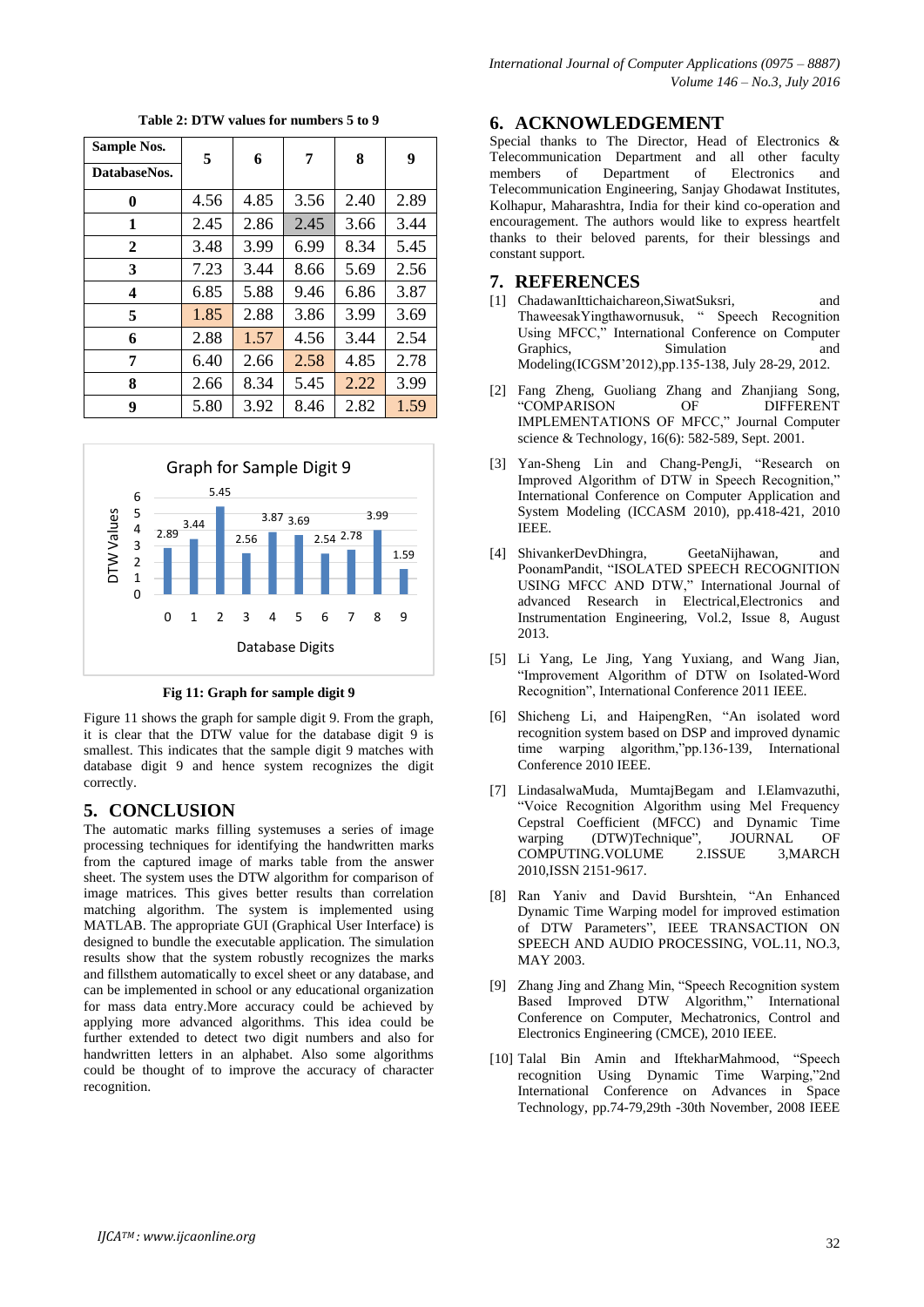Table 2: DTW values for numbers 5 to 9

| Sample Nos. / DatabaseNos. | 5 | 6 | 7 | 8 | 9 |
|---|---|---|---|---|---|
| **0** | 4.56 | 4.85 | 3.56 | 2.40 | 2.89 |
| **1** | 2.45 | 2.86 | 2.45 | 3.66 | 3.44 |
| **2** | 3.48 | 3.99 | 6.99 | 8.34 | 5.45 |
| **3** | 7.23 | 3.44 | 8.66 | 5.69 | 2.56 |
| **4** | 6.85 | 5.88 | 9.46 | 6.86 | 3.87 |
| **5** | 1.85 | 2.88 | 3.86 | 3.99 | 3.69 |
| **6** | 2.88 | 1.57 | 4.56 | 3.44 | 2.54 |
| **7** | 6.40 | 2.66 | 2.58 | 4.85 | 2.78 |
| **8** | 2.66 | 8.34 | 5.45 | 2.22 | 3.99 |
| **9** | 5.80 | 3.92 | 8.46 | 2.82 | 1.59 |

Graph for Sample Digit 9

DTW Values

0 1 2 3 4 5 6

2.89 3.44 5.45 2.56 3.87 3.69 2.54 2.78 3.99 1.59

0 1 2 3 4 5 6 7 8 9

Database Digits

**Fig 11: Graph for sample digit 9**

Figure 11 shows the graph for sample digit 9. From the graph, it is clear that the DTW value for the database digit 9 is smallest. This indicates that the sample digit 9 matches with database digit 9 and hence system recognizes the digit correctly.

## 5. CONCLUSION

The automatic marks filling systemuses a series of image processing techniques for identifying the handwritten marks from the captured image of marks table from the answer sheet. The system uses the DTW algorithm for comparison of image matrices. This gives better results than correlation matching algorithm. The system is implemented using MATLAB. The appropriate GUI (Graphical User Interface) is designed to bundle the executable application. The simulation results show that the system robustly recognizes the marks and fillsthem automatically to excel sheet or any database, and can be implemented in school or any educational organization for mass data entry.More accuracy could be achieved by applying more advanced algorithms. This idea could be further extended to detect two digit numbers and also for handwritten letters in an alphabet. Also some algorithms could be thought of to improve the accuracy of character recognition.

## 6. ACKNOWLEDGEMENT

Special thanks to The Director, Head of Electronics & Telecommunication Department and all other faculty members of Department of Electronics and Telecommunication Engineering, Sanjay Ghodawat Institutes, Kolhapur, Maharashtra, India for their kind co-operation and encouragement. The authors would like to express heartfelt thanks to their beloved parents, for their blessings and constant support.

## 7. REFERENCES

[1] ChadawanIttichaichareon,SiwatSuksri, and ThaweesakYingthawornusuk, " Speech Recognition Using MFCC," International Conference on Computer Graphics, Simulation and Modeling(ICGSM'2012),pp.135-138, July 28-29, 2012.

[2] Fang Zheng, Guoliang Zhang and Zhanjiang Song, "COMPARISON OF DIFFERENT IMPLEMENTATIONS OF MFCC," Journal Computer science & Technology, 16(6): 582-589, Sept. 2001.

[3] Yan-Sheng Lin and Chang-PengJi, "Research on Improved Algorithm of DTW in Speech Recognition," International Conference on Computer Application and System Modeling (ICCASM 2010), pp.418-421, 2010 IEEE.

[4] ShivankerDevDhingra, GeetaNijhawan, and PoonamPandit, "ISOLATED SPEECH RECOGNITION USING MFCC AND DTW," International Journal of advanced Research in Electrical,Electronics and Instrumentation Engineering, Vol.2, Issue 8, August 2013.

[5] Li Yang, Le Jing, Yang Yuxiang, and Wang Jian, "Improvement Algorithm of DTW on Isolated-Word Recognition", International Conference 2011 IEEE.

[6] Shicheng Li, and HaipengRen, "An isolated word recognition system based on DSP and improved dynamic time warping algorithm,"pp.136-139, International Conference 2010 IEEE.

[7] LindasalwaMuda, MumtajBegam and I.Elamvazuthi, "Voice Recognition Algorithm using Mel Frequency Cepstral Coefficient (MFCC) and Dynamic Time warping (DTW)Technique", JOURNAL OF COMPUTING.VOLUME 2.ISSUE 3,MARCH 2010,ISSN 2151-9617.

[8] Ran Yaniv and David Burshtein, "An Enhanced Dynamic Time Warping model for improved estimation of DTW Parameters", IEEE TRANSACTION ON SPEECH AND AUDIO PROCESSING, VOL.11, NO.3, MAY 2003.

[9] Zhang Jing and Zhang Min, "Speech Recognition system Based Improved DTW Algorithm," International Conference on Computer, Mechatronics, Control and Electronics Engineering (CMCE), 2010 IEEE.

[10] Talal Bin Amin and IftekharMahmood, "Speech recognition Using Dynamic Time Warping,"2nd International Conference on Advances in Space Technology, pp.74-79,29th -30th November, 2008 IEEE